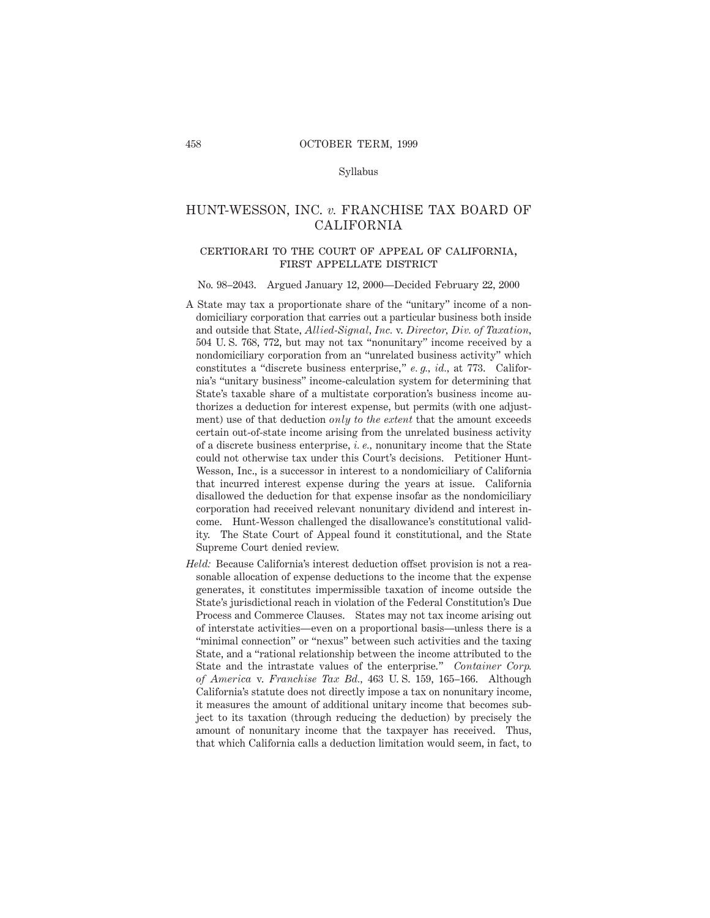Syllabus

# HUNT-WESSON, INC. *v.* FRANCHISE TAX BOARD OF CALIFORNIA

## CERTIORARI TO THE COURT OF APPEAL OF CALIFORNIA, FIRST APPELLATE DISTRICT

No. 98–2043. Argued January 12, 2000—Decided February 22, 2000

A State may tax a proportionate share of the "unitary" income of a nondomiciliary corporation that carries out a particular business both inside and outside that State, *Allied-Signal, Inc.* v. *Director, Div. of Taxation,* 504 U. S. 768, 772, but may not tax "nonunitary" income received by a nondomiciliary corporation from an "unrelated business activity" which constitutes a "discrete business enterprise," *e. g., id.,* at 773. California's "unitary business" income-calculation system for determining that State's taxable share of a multistate corporation's business income authorizes a deduction for interest expense, but permits (with one adjustment) use of that deduction *only to the extent* that the amount exceeds certain out-of-state income arising from the unrelated business activity of a discrete business enterprise, *i. e.,* nonunitary income that the State could not otherwise tax under this Court's decisions. Petitioner Hunt-Wesson, Inc., is a successor in interest to a nondomiciliary of California that incurred interest expense during the years at issue. California disallowed the deduction for that expense insofar as the nondomiciliary corporation had received relevant nonunitary dividend and interest income. Hunt-Wesson challenged the disallowance's constitutional validity. The State Court of Appeal found it constitutional, and the State Supreme Court denied review.

*Held:* Because California's interest deduction offset provision is not a reasonable allocation of expense deductions to the income that the expense generates, it constitutes impermissible taxation of income outside the State's jurisdictional reach in violation of the Federal Constitution's Due Process and Commerce Clauses. States may not tax income arising out of interstate activities—even on a proportional basis—unless there is a "minimal connection" or "nexus" between such activities and the taxing State, and a "rational relationship between the income attributed to the State and the intrastate values of the enterprise." *Container Corp. of America* v. *Franchise Tax Bd.,* 463 U. S. 159, 165–166. Although California's statute does not directly impose a tax on nonunitary income, it measures the amount of additional unitary income that becomes subject to its taxation (through reducing the deduction) by precisely the amount of nonunitary income that the taxpayer has received. Thus, that which California calls a deduction limitation would seem, in fact, to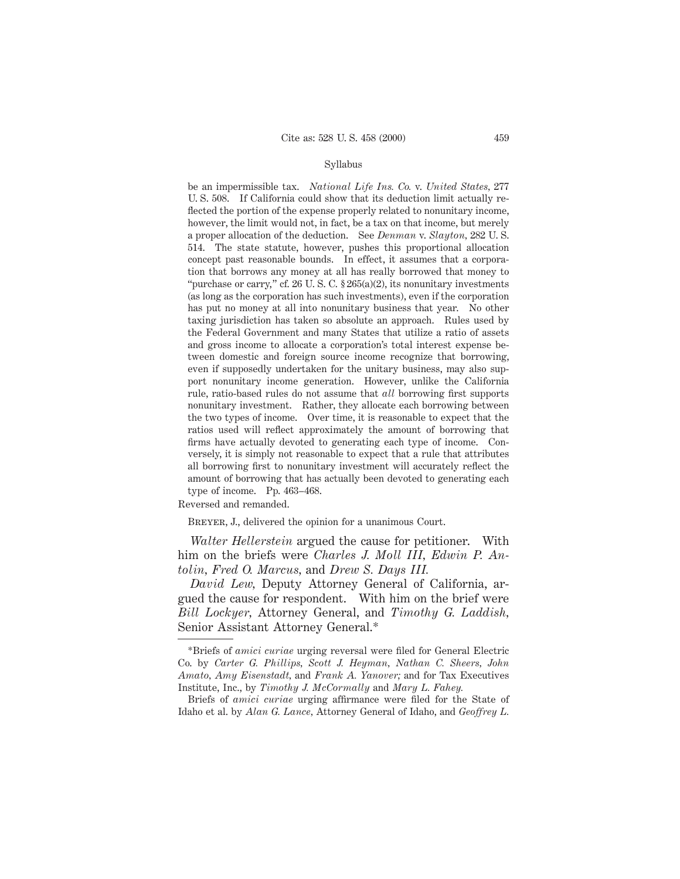be an impermissible tax. *National Life Ins. Co.* v. *United States*, 277 U. S. 508. If California could show that its deduction limit actually reflected the portion of the expense properly related to nonunitary income, however, the limit would not, in fact, be a tax on that income, but merely a proper allocation of the deduction. See *Denman* v. *Slayton*, 282 U. S. 514. The state statute, however, pushes this proportional allocation concept past reasonable bounds. In effect, it assumes that a corporation that borrows any money at all has really borrowed that money to "purchase or carry," cf. 26 U. S. C. § 265(a)(2), its nonunitary investments (as long as the corporation has such investments), even if the corporation has put no money at all into nonunitary business that year. No other taxing jurisdiction has taken so absolute an approach. Rules used by the Federal Government and many States that utilize a ratio of assets and gross income to allocate a corporation's total interest expense between domestic and foreign source income recognize that borrowing, even if supposedly undertaken for the unitary business, may also support nonunitary income generation. However, unlike the California rule, ratio-based rules do not assume that *all* borrowing first supports nonunitary investment. Rather, they allocate each borrowing between the two types of income. Over time, it is reasonable to expect that the ratios used will reflect approximately the amount of borrowing that firms have actually devoted to generating each type of income. Conversely, it is simply not reasonable to expect that a rule that attributes all borrowing first to nonunitary investment will accurately reflect the amount of borrowing that has actually been devoted to generating each type of income. Pp. 463–468.

Reversed and remanded.

Breyer, J., delivered the opinion for a unanimous Court.

*Walter Hellerstein* argued the cause for petitioner. With him on the briefs were *Charles J. Moll III*, *Edwin P. Antolin*, *Fred O. Marcus*, and *Drew S. Days III.*

*David Lew*, Deputy Attorney General of California, argued the cause for respondent. With him on the brief were *Bill Lockyer*, Attorney General, and *Timothy G. Laddish*, Senior Assistant Attorney General.*

---

*Briefs of *amici curiae* urging reversal were filed for General Electric Co. by *Carter G. Phillips*, *Scott J. Heyman*, *Nathan C. Sheers*, *John Amato*, *Amy Eisenstadt*, and *Frank A. Yanover;* and for Tax Executives Institute, Inc., by *Timothy J. McCormally* and *Mary L. Fahey.*

Briefs of *amici curiae* urging affirmance were filed for the State of Idaho et al. by *Alan G. Lance*, Attorney General of Idaho, and *Geoffrey L.*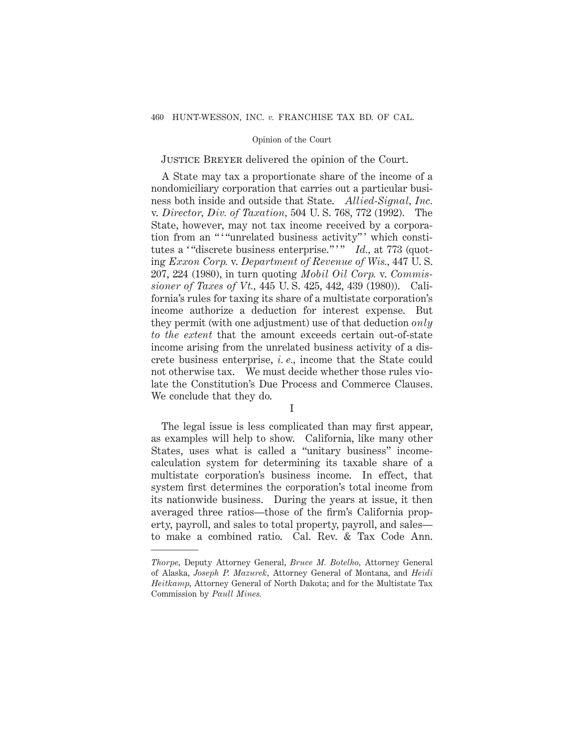Justice Breyer delivered the opinion of the Court.

A State may tax a proportionate share of the income of a nondomiciliary corporation that carries out a particular business both inside and outside that State. *Allied-Signal, Inc.* v. *Director, Div. of Taxation*, 504 U. S. 768, 772 (1992). The State, however, may not tax income received by a corporation from an "'"unrelated business activity"' which constitutes a '"discrete business enterprise."'" *Id.*, at 773 (quoting *Exxon Corp.* v. *Department of Revenue of Wis.*, 447 U. S. 207, 224 (1980), in turn quoting *Mobil Oil Corp.* v. *Commissioner of Taxes of Vt.*, 445 U. S. 425, 442, 439 (1980)). California's rules for taxing its share of a multistate corporation's income authorize a deduction for interest expense. But they permit (with one adjustment) use of that deduction *only to the extent* that the amount exceeds certain out-of-state income arising from the unrelated business activity of a discrete business enterprise, *i. e.*, income that the State could not otherwise tax. We must decide whether those rules violate the Constitution's Due Process and Commerce Clauses. We conclude that they do.

## I

The legal issue is less complicated than may first appear, as examples will help to show. California, like many other States, uses what is called a "unitary business" income-calculation system for determining its taxable share of a multistate corporation's business income. In effect, that system first determines the corporation's total income from its nationwide business. During the years at issue, it then averaged three ratios—those of the firm's California property, payroll, and sales to total property, payroll, and sales—to make a combined ratio. Cal. Rev. & Tax Code Ann.

---

*Thorpe*, Deputy Attorney General, *Bruce M. Botelho*, Attorney General of Alaska, *Joseph P. Mazurek*, Attorney General of Montana, and *Heidi Heitkamp*, Attorney General of North Dakota; and for the Multistate Tax Commission by *Paull Mines*.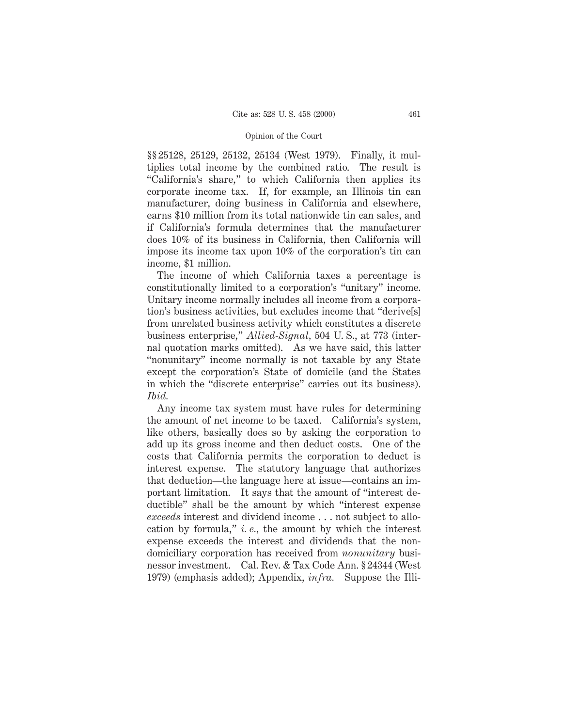§§ 25128, 25129, 25132, 25134 (West 1979). Finally, it multiplies total income by the combined ratio. The result is "California's share," to which California then applies its corporate income tax. If, for example, an Illinois tin can manufacturer, doing business in California and elsewhere, earns $10 million from its total nationwide tin can sales, and if California's formula determines that the manufacturer does 10% of its business in California, then California will impose its income tax upon 10% of the corporation's tin can income, $1 million.

The income of which California taxes a percentage is constitutionally limited to a corporation's "unitary" income. Unitary income normally includes all income from a corporation's business activities, but excludes income that "derive[s] from unrelated business activity which constitutes a discrete business enterprise," *Allied-Signal,* 504 U. S., at 773 (internal quotation marks omitted). As we have said, this latter "nonunitary" income normally is not taxable by any State except the corporation's State of domicile (and the States in which the "discrete enterprise" carries out its business). *Ibid.*

Any income tax system must have rules for determining the amount of net income to be taxed. California's system, like others, basically does so by asking the corporation to add up its gross income and then deduct costs. One of the costs that California permits the corporation to deduct is interest expense. The statutory language that authorizes that deduction—the language here at issue—contains an important limitation. It says that the amount of "interest deductible" shall be the amount by which "interest expense *exceeds* interest and dividend income . . . not subject to allocation by formula," *i. e.,* the amount by which the interest expense exceeds the interest and dividends that the nondomiciliary corporation has received from *nonunitary* business or investment. Cal. Rev. & Tax Code Ann. § 24344 (West 1979) (emphasis added); Appendix, *infra.* Suppose the Illi-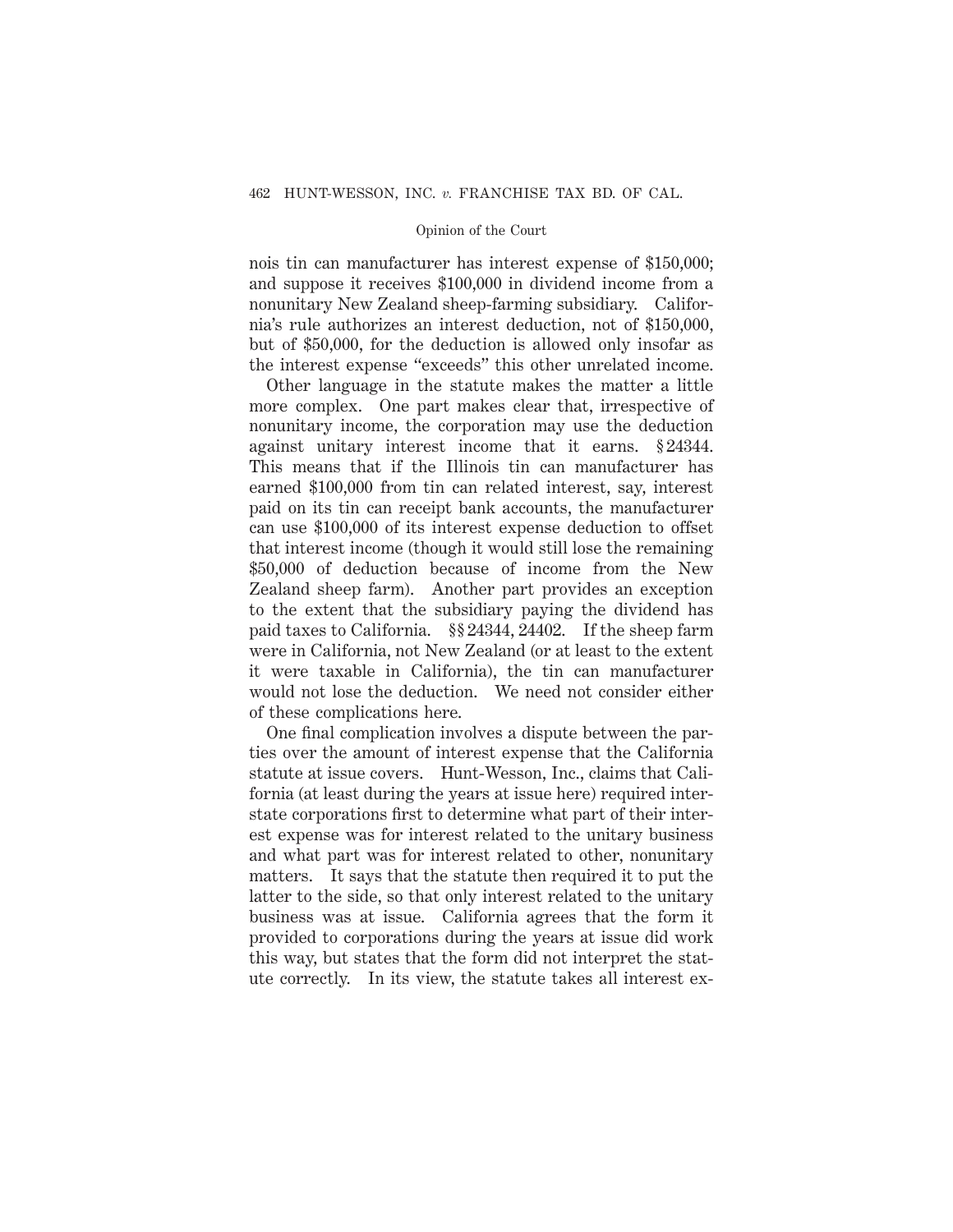nois tin can manufacturer has interest expense of $150,000; and suppose it receives $100,000 in dividend income from a nonunitary New Zealand sheep-farming subsidiary. California's rule authorizes an interest deduction, not of $150,000, but of $50,000, for the deduction is allowed only insofar as the interest expense "exceeds" this other unrelated income.

Other language in the statute makes the matter a little more complex. One part makes clear that, irrespective of nonunitary income, the corporation may use the deduction against unitary interest income that it earns. § 24344. This means that if the Illinois tin can manufacturer has earned $100,000 from tin can related interest, say, interest paid on its tin can receipt bank accounts, the manufacturer can use $100,000 of its interest expense deduction to offset that interest income (though it would still lose the remaining $50,000 of deduction because of income from the New Zealand sheep farm). Another part provides an exception to the extent that the subsidiary paying the dividend has paid taxes to California. §§ 24344, 24402. If the sheep farm were in California, not New Zealand (or at least to the extent it were taxable in California), the tin can manufacturer would not lose the deduction. We need not consider either of these complications here.

One final complication involves a dispute between the parties over the amount of interest expense that the California statute at issue covers. Hunt-Wesson, Inc., claims that California (at least during the years at issue here) required interstate corporations first to determine what part of their interest expense was for interest related to the unitary business and what part was for interest related to other, nonunitary matters. It says that the statute then required it to put the latter to the side, so that only interest related to the unitary business was at issue. California agrees that the form it provided to corporations during the years at issue did work this way, but states that the form did not interpret the statute correctly. In its view, the statute takes all interest ex-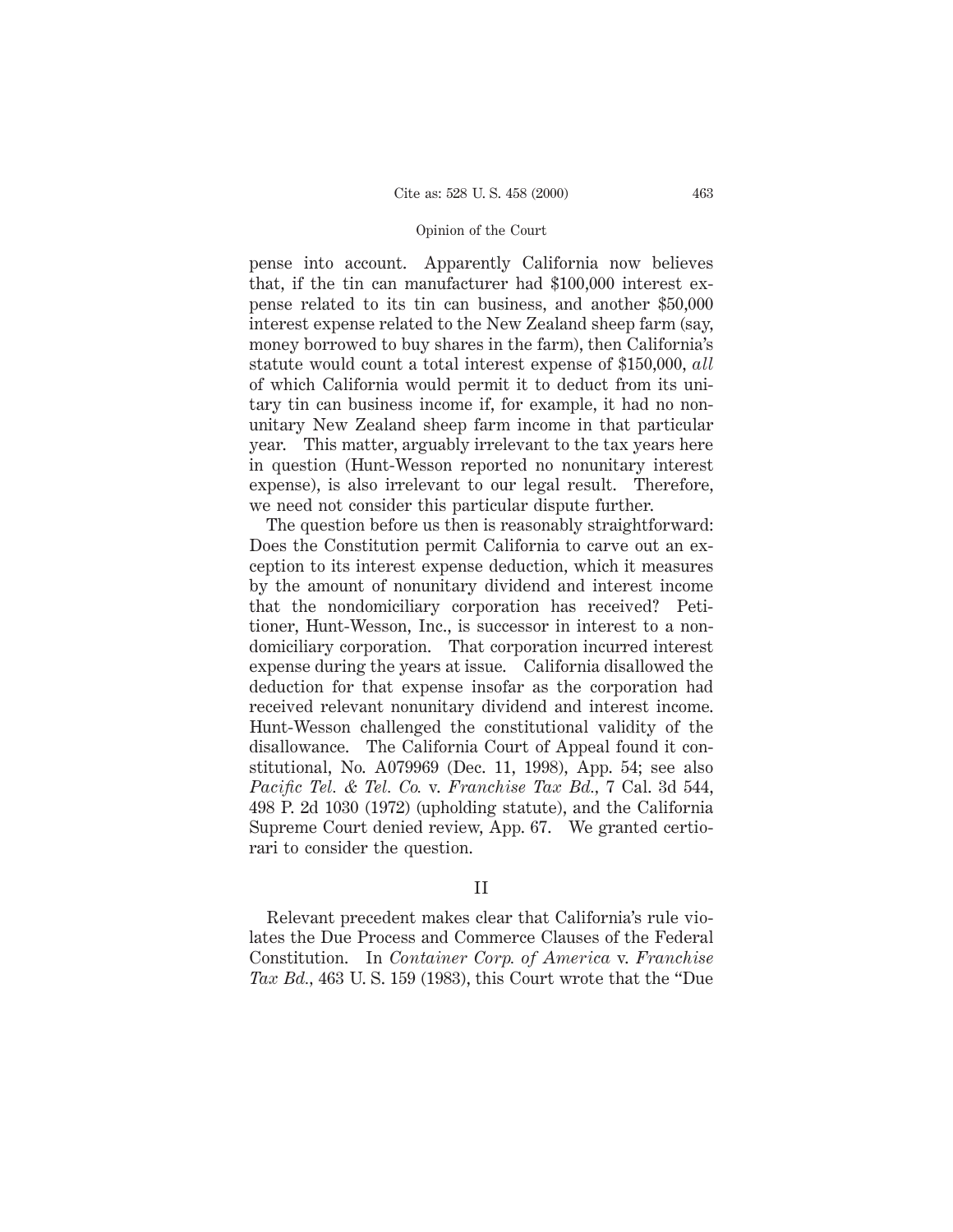pense into account. Apparently California now believes that, if the tin can manufacturer had $100,000 interest expense related to its tin can business, and another $50,000 interest expense related to the New Zealand sheep farm (say, money borrowed to buy shares in the farm), then California's statute would count a total interest expense of $150,000, *all* of which California would permit it to deduct from its unitary tin can business income if, for example, it had no nonunitary New Zealand sheep farm income in that particular year. This matter, arguably irrelevant to the tax years here in question (Hunt-Wesson reported no nonunitary interest expense), is also irrelevant to our legal result. Therefore, we need not consider this particular dispute further.

The question before us then is reasonably straightforward: Does the Constitution permit California to carve out an exception to its interest expense deduction, which it measures by the amount of nonunitary dividend and interest income that the nondomiciliary corporation has received? Petitioner, Hunt-Wesson, Inc., is successor in interest to a nondomiciliary corporation. That corporation incurred interest expense during the years at issue. California disallowed the deduction for that expense insofar as the corporation had received relevant nonunitary dividend and interest income. Hunt-Wesson challenged the constitutional validity of the disallowance. The California Court of Appeal found it constitutional, No. A079969 (Dec. 11, 1998), App. 54; see also *Pacific Tel. & Tel. Co.* v. *Franchise Tax Bd.*, 7 Cal. 3d 544, 498 P. 2d 1030 (1972) (upholding statute), and the California Supreme Court denied review, App. 67. We granted certiorari to consider the question.

## II

Relevant precedent makes clear that California's rule violates the Due Process and Commerce Clauses of the Federal Constitution. In *Container Corp. of America* v. *Franchise Tax Bd.*, 463 U. S. 159 (1983), this Court wrote that the "Due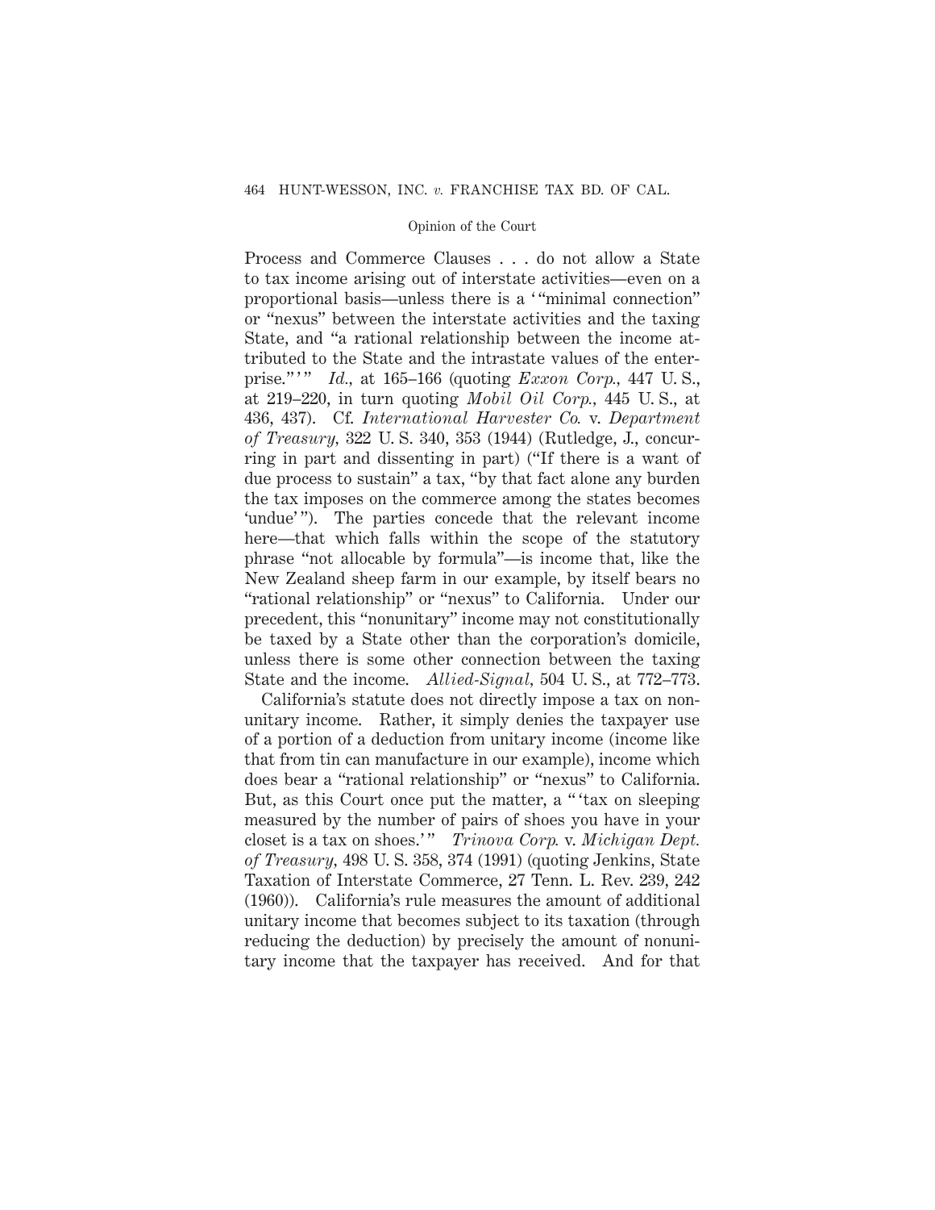Process and Commerce Clauses . . . do not allow a State to tax income arising out of interstate activities—even on a proportional basis—unless there is a '"minimal connection" or "nexus" between the interstate activities and the taxing State, and "a rational relationship between the income attributed to the State and the intrastate values of the enterprise."'" *Id.*, at 165–166 (quoting *Exxon Corp.*, 447 U. S., at 219–220, in turn quoting *Mobil Oil Corp.*, 445 U. S., at 436, 437). Cf. *International Harvester Co.* v. *Department of Treasury*, 322 U. S. 340, 353 (1944) (Rutledge, J., concurring in part and dissenting in part) ("If there is a want of due process to sustain" a tax, "by that fact alone any burden the tax imposes on the commerce among the states becomes 'undue'"). The parties concede that the relevant income here—that which falls within the scope of the statutory phrase "not allocable by formula"—is income that, like the New Zealand sheep farm in our example, by itself bears no "rational relationship" or "nexus" to California. Under our precedent, this "nonunitary" income may not constitutionally be taxed by a State other than the corporation's domicile, unless there is some other connection between the taxing State and the income. *Allied-Signal*, 504 U. S., at 772–773.

California's statute does not directly impose a tax on nonunitary income. Rather, it simply denies the taxpayer use of a portion of a deduction from unitary income (income like that from tin can manufacture in our example), income which does bear a "rational relationship" or "nexus" to California. But, as this Court once put the matter, a "'tax on sleeping measured by the number of pairs of shoes you have in your closet is a tax on shoes.'" *Trinova Corp.* v. *Michigan Dept. of Treasury*, 498 U. S. 358, 374 (1991) (quoting Jenkins, State Taxation of Interstate Commerce, 27 Tenn. L. Rev. 239, 242 (1960)). California's rule measures the amount of additional unitary income that becomes subject to its taxation (through reducing the deduction) by precisely the amount of nonunitary income that the taxpayer has received. And for that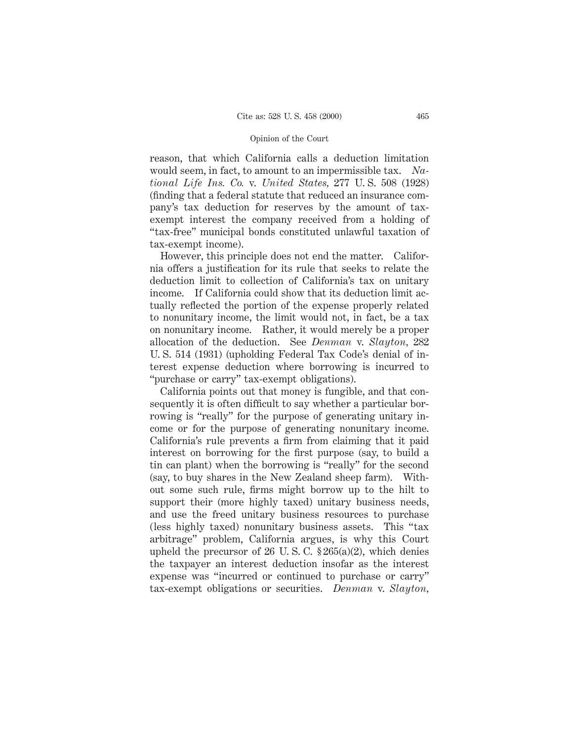reason, that which California calls a deduction limitation would seem, in fact, to amount to an impermissible tax. *National Life Ins. Co.* v. *United States,* 277 U. S. 508 (1928) (finding that a federal statute that reduced an insurance company's tax deduction for reserves by the amount of tax-exempt interest the company received from a holding of "tax-free" municipal bonds constituted unlawful taxation of tax-exempt income).

However, this principle does not end the matter. California offers a justification for its rule that seeks to relate the deduction limit to collection of California's tax on unitary income. If California could show that its deduction limit actually reflected the portion of the expense properly related to nonunitary income, the limit would not, in fact, be a tax on nonunitary income. Rather, it would merely be a proper allocation of the deduction. See *Denman* v. *Slayton,* 282 U. S. 514 (1931) (upholding Federal Tax Code's denial of interest expense deduction where borrowing is incurred to "purchase or carry" tax-exempt obligations).

California points out that money is fungible, and that consequently it is often difficult to say whether a particular borrowing is "really" for the purpose of generating unitary income or for the purpose of generating nonunitary income. California's rule prevents a firm from claiming that it paid interest on borrowing for the first purpose (say, to build a tin can plant) when the borrowing is "really" for the second (say, to buy shares in the New Zealand sheep farm). Without some such rule, firms might borrow up to the hilt to support their (more highly taxed) unitary business needs, and use the freed unitary business resources to purchase (less highly taxed) nonunitary business assets. This "tax arbitrage" problem, California argues, is why this Court upheld the precursor of 26 U. S. C. § 265(a)(2), which denies the taxpayer an interest deduction insofar as the interest expense was "incurred or continued to purchase or carry" tax-exempt obligations or securities. *Denman* v. *Slayton,*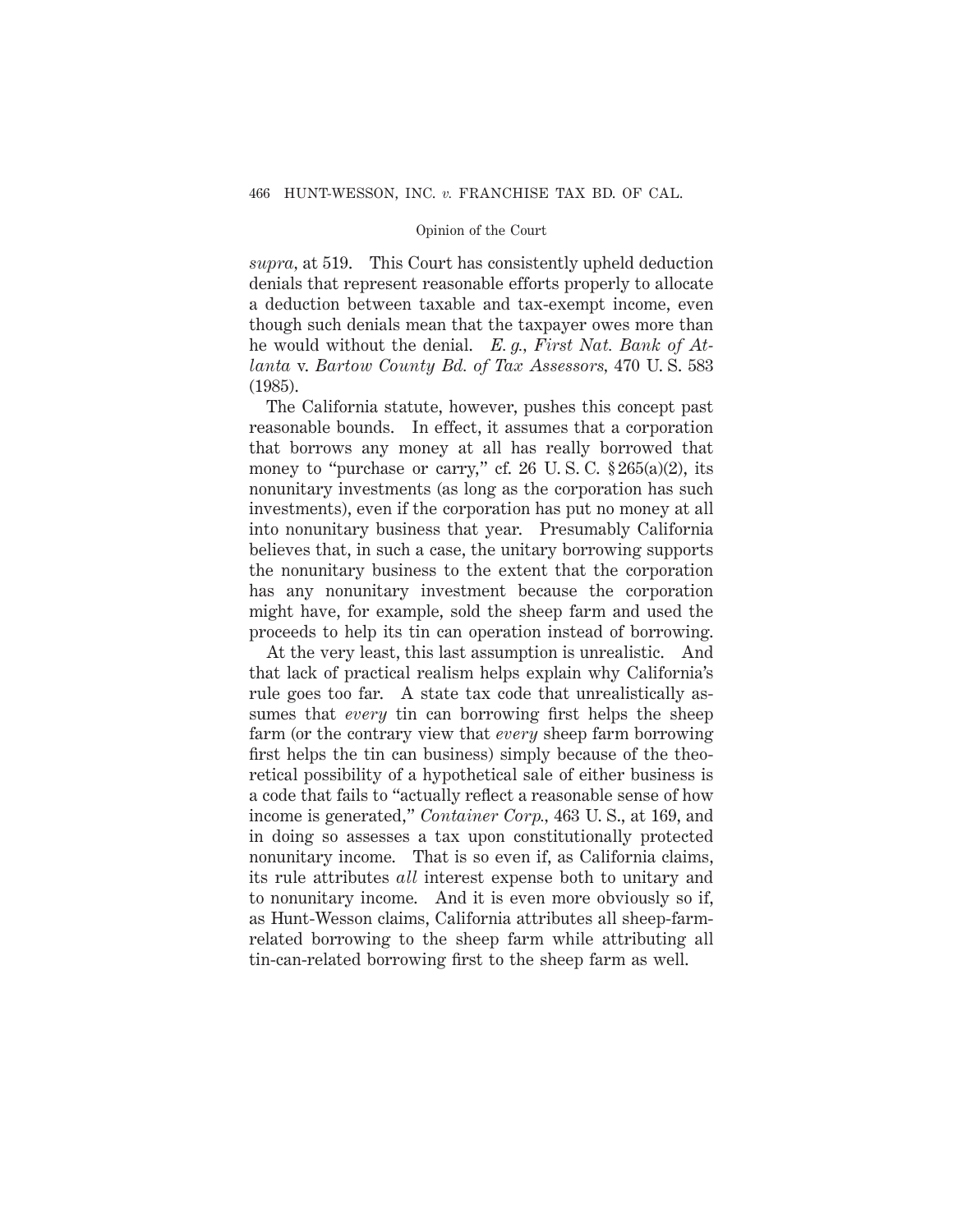*supra*, at 519. This Court has consistently upheld deduction denials that represent reasonable efforts properly to allocate a deduction between taxable and tax-exempt income, even though such denials mean that the taxpayer owes more than he would without the denial. *E. g., First Nat. Bank of Atlanta* v. *Bartow County Bd. of Tax Assessors*, 470 U. S. 583 (1985).

The California statute, however, pushes this concept past reasonable bounds. In effect, it assumes that a corporation that borrows any money at all has really borrowed that money to "purchase or carry," cf. 26 U. S. C. § 265(a)(2), its nonunitary investments (as long as the corporation has such investments), even if the corporation has put no money at all into nonunitary business that year. Presumably California believes that, in such a case, the unitary borrowing supports the nonunitary business to the extent that the corporation has any nonunitary investment because the corporation might have, for example, sold the sheep farm and used the proceeds to help its tin can operation instead of borrowing.

At the very least, this last assumption is unrealistic. And that lack of practical realism helps explain why California's rule goes too far. A state tax code that unrealistically assumes that *every* tin can borrowing first helps the sheep farm (or the contrary view that *every* sheep farm borrowing first helps the tin can business) simply because of the theoretical possibility of a hypothetical sale of either business is a code that fails to "actually reflect a reasonable sense of how income is generated," *Container Corp.*, 463 U. S., at 169, and in doing so assesses a tax upon constitutionally protected nonunitary income. That is so even if, as California claims, its rule attributes *all* interest expense both to unitary and to nonunitary income. And it is even more obviously so if, as Hunt-Wesson claims, California attributes all sheep-farm-related borrowing to the sheep farm while attributing all tin-can-related borrowing first to the sheep farm as well.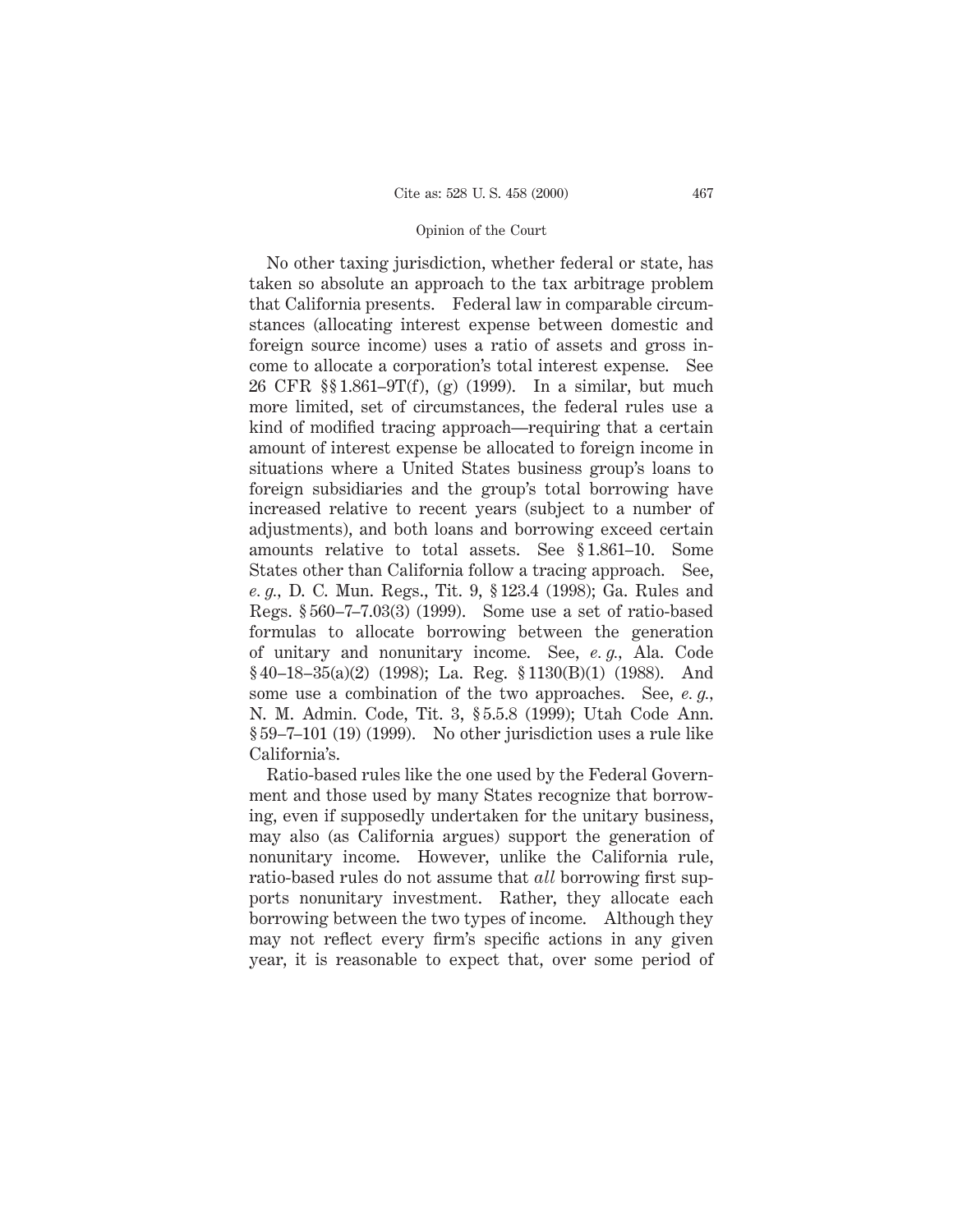No other taxing jurisdiction, whether federal or state, has taken so absolute an approach to the tax arbitrage problem that California presents. Federal law in comparable circumstances (allocating interest expense between domestic and foreign source income) uses a ratio of assets and gross income to allocate a corporation's total interest expense. See 26 CFR §§ 1.861–9T(f), (g) (1999). In a similar, but much more limited, set of circumstances, the federal rules use a kind of modified tracing approach—requiring that a certain amount of interest expense be allocated to foreign income in situations where a United States business group's loans to foreign subsidiaries and the group's total borrowing have increased relative to recent years (subject to a number of adjustments), and both loans and borrowing exceed certain amounts relative to total assets. See § 1.861–10. Some States other than California follow a tracing approach. See, *e. g.*, D. C. Mun. Regs., Tit. 9, § 123.4 (1998); Ga. Rules and Regs. § 560–7–7.03(3) (1999). Some use a set of ratio-based formulas to allocate borrowing between the generation of unitary and nonunitary income. See, *e. g.*, Ala. Code § 40–18–35(a)(2) (1998); La. Reg. § 1130(B)(1) (1988). And some use a combination of the two approaches. See, *e. g.*, N. M. Admin. Code, Tit. 3, § 5.5.8 (1999); Utah Code Ann. § 59–7–101 (19) (1999). No other jurisdiction uses a rule like California's.

Ratio-based rules like the one used by the Federal Government and those used by many States recognize that borrowing, even if supposedly undertaken for the unitary business, may also (as California argues) support the generation of nonunitary income. However, unlike the California rule, ratio-based rules do not assume that *all* borrowing first supports nonunitary investment. Rather, they allocate each borrowing between the two types of income. Although they may not reflect every firm's specific actions in any given year, it is reasonable to expect that, over some period of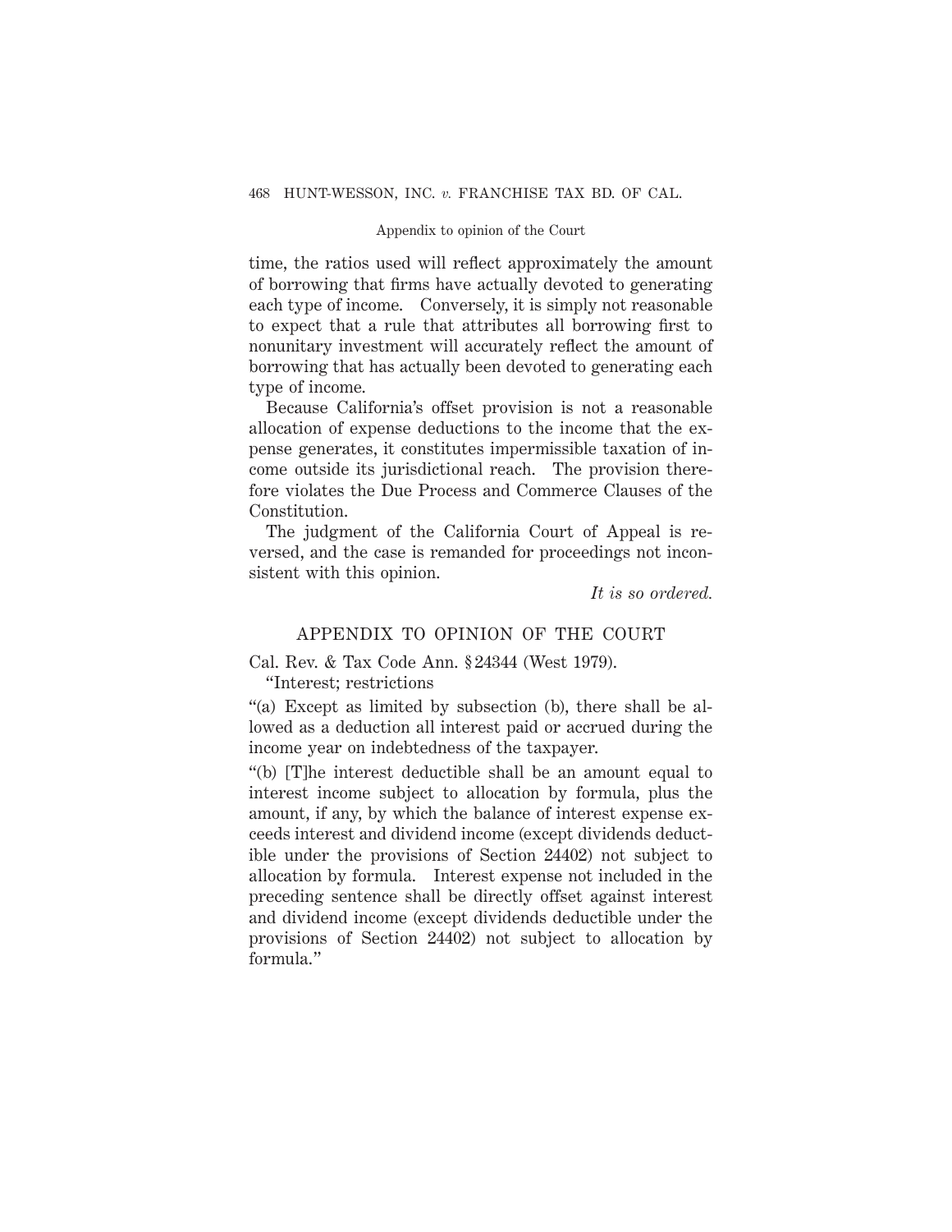time, the ratios used will reflect approximately the amount of borrowing that firms have actually devoted to generating each type of income. Conversely, it is simply not reasonable to expect that a rule that attributes all borrowing first to nonunitary investment will accurately reflect the amount of borrowing that has actually been devoted to generating each type of income.

Because California's offset provision is not a reasonable allocation of expense deductions to the income that the expense generates, it constitutes impermissible taxation of income outside its jurisdictional reach. The provision therefore violates the Due Process and Commerce Clauses of the Constitution.

The judgment of the California Court of Appeal is reversed, and the case is remanded for proceedings not inconsistent with this opinion.

*It is so ordered.*

## APPENDIX TO OPINION OF THE COURT

Cal. Rev. & Tax Code Ann. § 24344 (West 1979).

"Interest; restrictions

"(a) Except as limited by subsection (b), there shall be allowed as a deduction all interest paid or accrued during the income year on indebtedness of the taxpayer.

"(b) [T]he interest deductible shall be an amount equal to interest income subject to allocation by formula, plus the amount, if any, by which the balance of interest expense exceeds interest and dividend income (except dividends deductible under the provisions of Section 24402) not subject to allocation by formula. Interest expense not included in the preceding sentence shall be directly offset against interest and dividend income (except dividends deductible under the provisions of Section 24402) not subject to allocation by formula."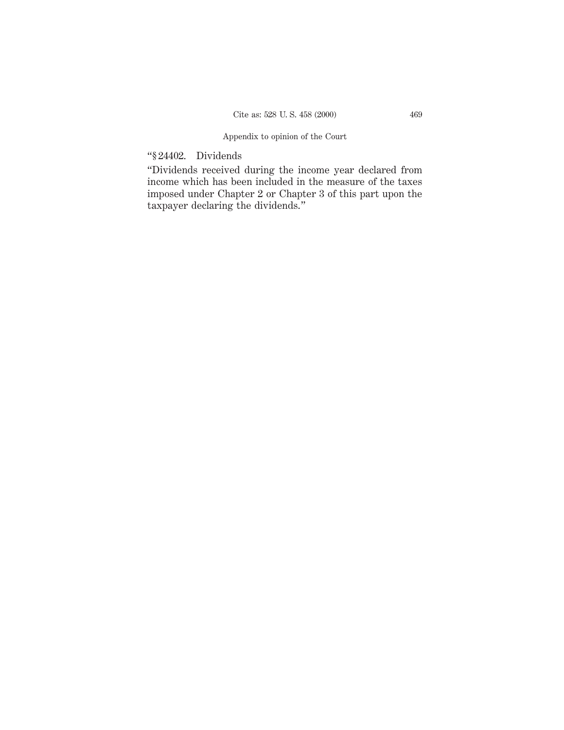"§ 24402. Dividends

"Dividends received during the income year declared from income which has been included in the measure of the taxes imposed under Chapter 2 or Chapter 3 of this part upon the taxpayer declaring the dividends."